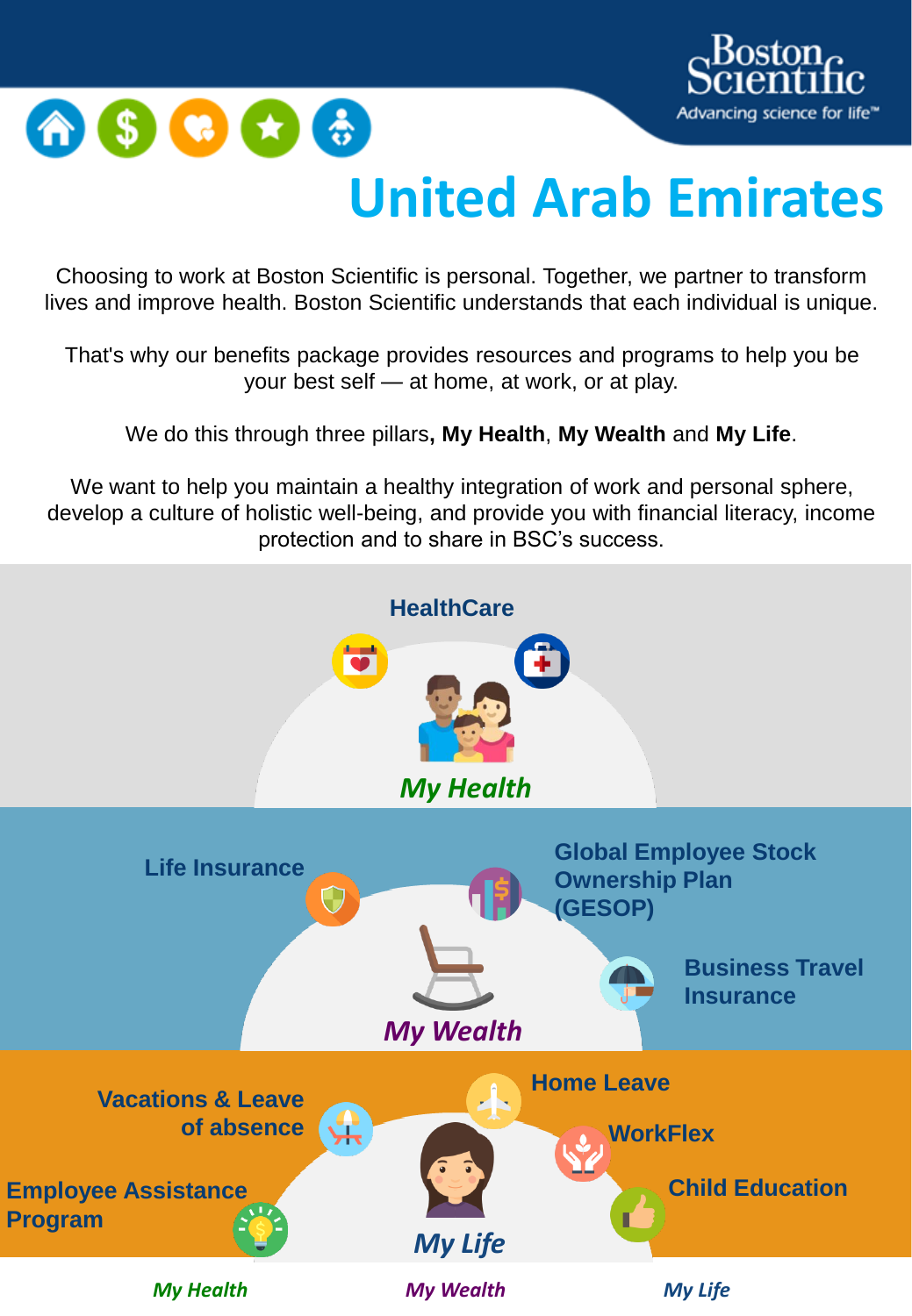# United Arab Emirates

Choosing to work at Boston Scientific is personal. Together, we partner to transform lives and improve health. Boston Scientific understands that each individual is unique.

That's why our benefits package provides resources and programs to help you be your best self — at home, at work, or at play.

We do this through three pillars**, My Health**, **My Wealth** and **My Life**.

We want to help you maintain a healthy integration of work and personal sphere, develop a culture of holistic well-being, and provide you with financial literacy, income protection and to share in BSC's success.

## *My Health*

- HealthCare

## *My Wealth*

- Life Insurance
- Global Employee Stock Ownership Plan (GESOP)
- Business Travel Insurance

## *My Life*

- Vacations & Leave of absence
- Employee Assistance Program
- Home Leave
- WorkFlex
- Child Education

*My Health* *My Wealth* *My Life*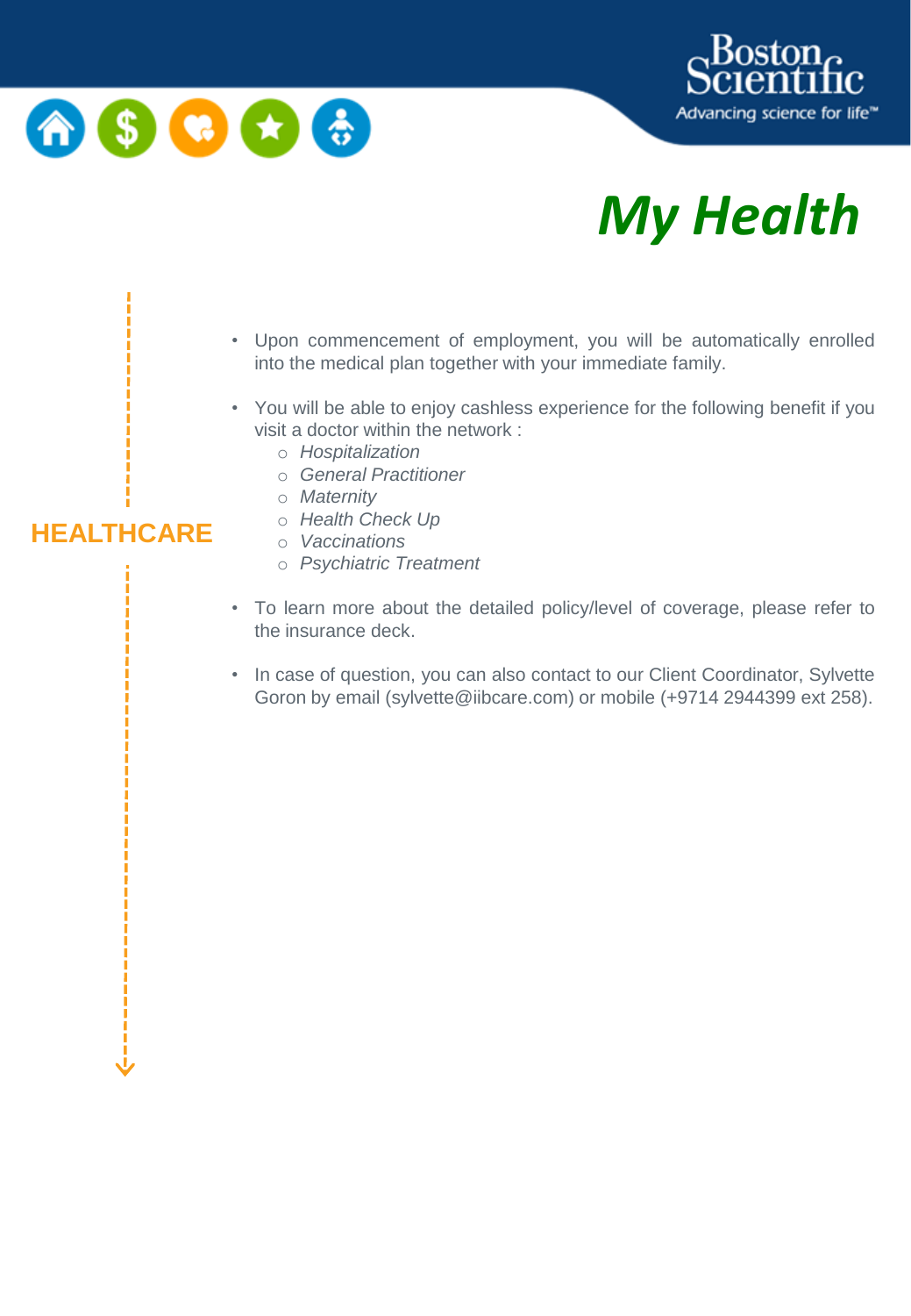# My Health

## HEALTHCARE

- Upon commencement of employment, you will be automatically enrolled into the medical plan together with your immediate family.
- You will be able to enjoy cashless experience for the following benefit if you visit a doctor within the network :
  - *Hospitalization*
  - *General Practitioner*
  - *Maternity*
  - *Health Check Up*
  - *Vaccinations*
  - *Psychiatric Treatment*
- To learn more about the detailed policy/level of coverage, please refer to the insurance deck.
- In case of question, you can also contact to our Client Coordinator, Sylvette Goron by email (sylvette@iibcare.com) or mobile (+9714 2944399 ext 258).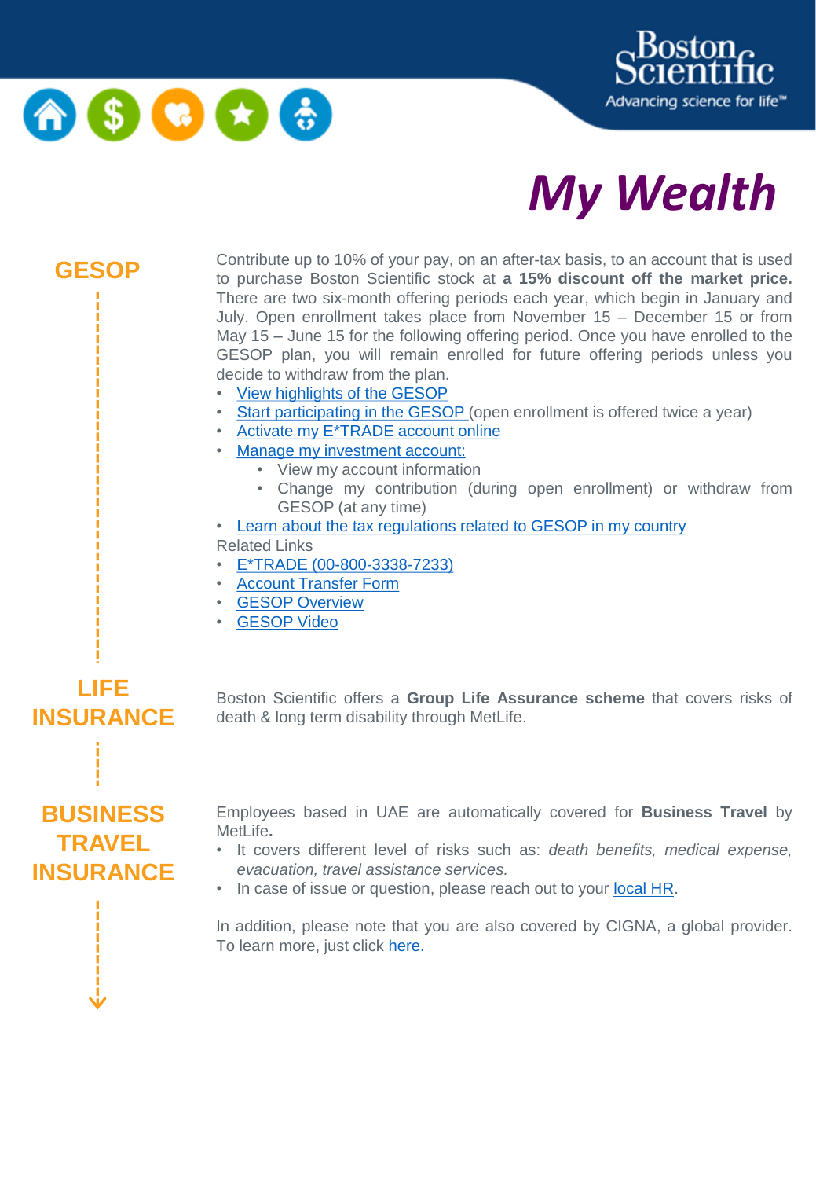# My Wealth

## GESOP

Contribute up to 10% of your pay, on an after-tax basis, to an account that is used to purchase Boston Scientific stock at **a 15% discount off the market price.** There are two six-month offering periods each year, which begin in January and July. Open enrollment takes place from November 15 – December 15 or from May 15 – June 15 for the following offering period. Once you have enrolled to the GESOP plan, you will remain enrolled for future offering periods unless you decide to withdraw from the plan.

- View highlights of the GESOP
- Start participating in the GESOP (open enrollment is offered twice a year)
- Activate my E*TRADE account online
- Manage my investment account:
  - View my account information
  - Change my contribution (during open enrollment) or withdraw from GESOP (at any time)
- Learn about the tax regulations related to GESOP in my country

Related Links

- E*TRADE (00-800-3338-7233)
- Account Transfer Form
- GESOP Overview
- GESOP Video

## LIFE INSURANCE

Boston Scientific offers a **Group Life Assurance scheme** that covers risks of death & long term disability through MetLife.

## BUSINESS TRAVEL INSURANCE

Employees based in UAE are automatically covered for **Business Travel** by MetLife**.**

- It covers different level of risks such as: *death benefits, medical expense, evacuation, travel assistance services.*
- In case of issue or question, please reach out to your local HR.

In addition, please note that you are also covered by CIGNA, a global provider. To learn more, just click here.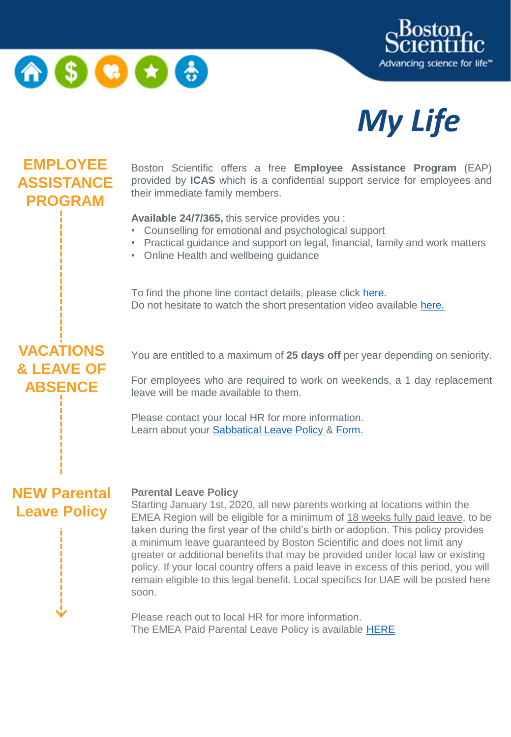# My Life

## EMPLOYEE ASSISTANCE PROGRAM

Boston Scientific offers a free **Employee Assistance Program** (EAP) provided by **ICAS** which is a confidential support service for employees and their immediate family members.

**Available 24/7/365,** this service provides you :

- Counselling for emotional and psychological support
- Practical guidance and support on legal, financial, family and work matters
- Online Health and wellbeing guidance

To find the phone line contact details, please click here.
Do not hesitate to watch the short presentation video available here.

## VACATIONS & LEAVE OF ABSENCE

You are entitled to a maximum of **25 days off** per year depending on seniority.

For employees who are required to work on weekends, a 1 day replacement leave will be made available to them.

Please contact your local HR for more information.
Learn about your Sabbatical Leave Policy & Form.

## NEW Parental Leave Policy

**Parental Leave Policy**
Starting January 1st, 2020, all new parents working at locations within the EMEA Region will be eligible for a minimum of 18 weeks fully paid leave, to be taken during the first year of the child's birth or adoption. This policy provides a minimum leave guaranteed by Boston Scientific and does not limit any greater or additional benefits that may be provided under local law or existing policy. If your local country offers a paid leave in excess of this period, you will remain eligible to this legal benefit. Local specifics for UAE will be posted here soon.

Please reach out to local HR for more information.
The EMEA Paid Parental Leave Policy is available HERE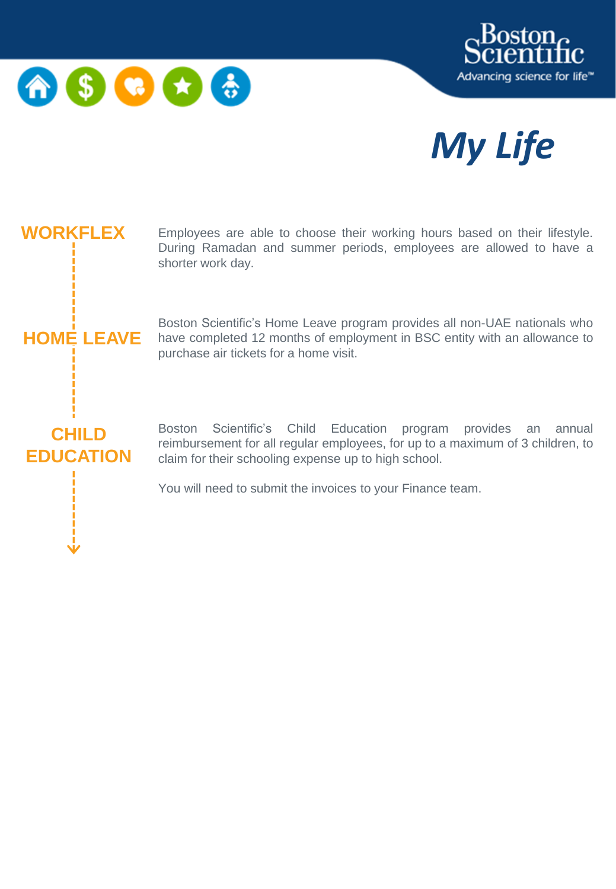# My Life

## WORKFLEX

Employees are able to choose their working hours based on their lifestyle. During Ramadan and summer periods, employees are allowed to have a shorter work day.

## HOME LEAVE

Boston Scientific's Home Leave program provides all non-UAE nationals who have completed 12 months of employment in BSC entity with an allowance to purchase air tickets for a home visit.

## CHILD EDUCATION

Boston Scientific's Child Education program provides an annual reimbursement for all regular employees, for up to a maximum of 3 children, to claim for their schooling expense up to high school.

You will need to submit the invoices to your Finance team.